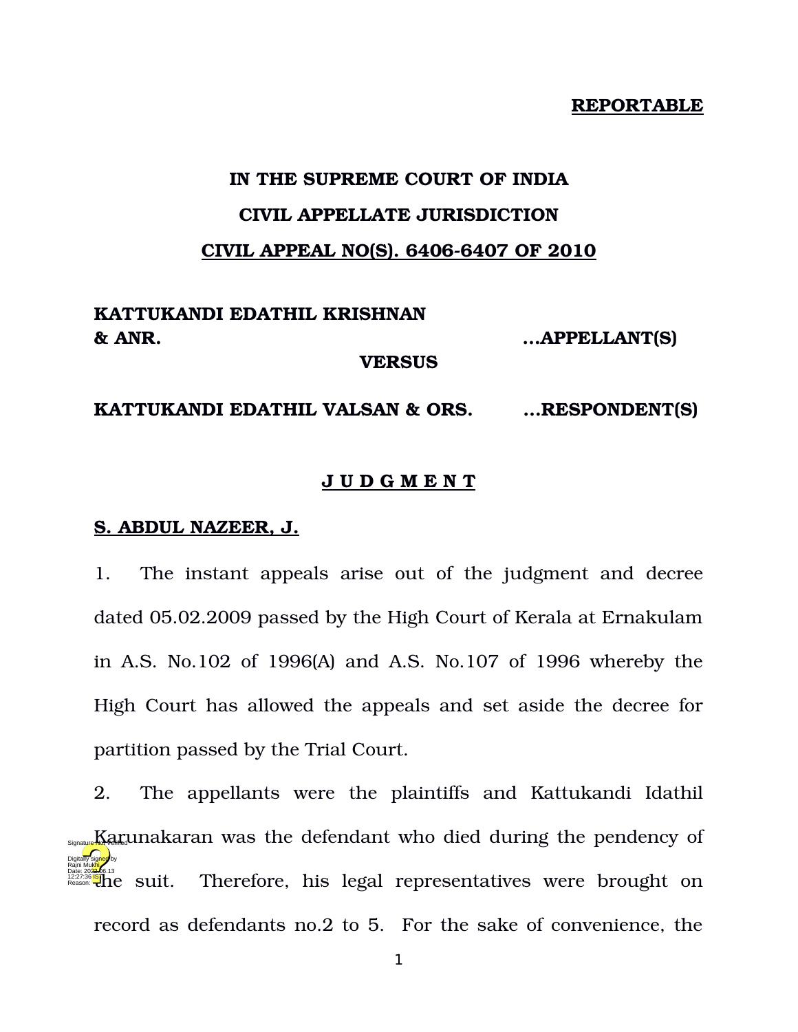**REPORTABLE**

# IN THE SUPREME COURT OF INDIA

## CIVIL APPELLATE JURISDICTION

## CIVIL APPEAL NO(S). 6406-6407 OF 2010

**KATTUKANDI EDATHIL KRISHNAN & ANR.** ...**APPELLANT(S)**

**VERSUS**

**KATTUKANDI EDATHIL VALSAN & ORS.** ...**RESPONDENT(S)**

## J U D G M E N T

**S. ABDUL NAZEER, J.**

1. The instant appeals arise out of the judgment and decree dated 05.02.2009 passed by the High Court of Kerala at Ernakulam in A.S. No.102 of 1996(A) and A.S. No.107 of 1996 whereby the High Court has allowed the appeals and set aside the decree for partition passed by the Trial Court.

2. The appellants were the plaintiffs and Kattukandi Idathil Karunakaran was the defendant who died during the pendency of the suit. Therefore, his legal representatives were brought on record as defendants no.2 to 5. For the sake of convenience, the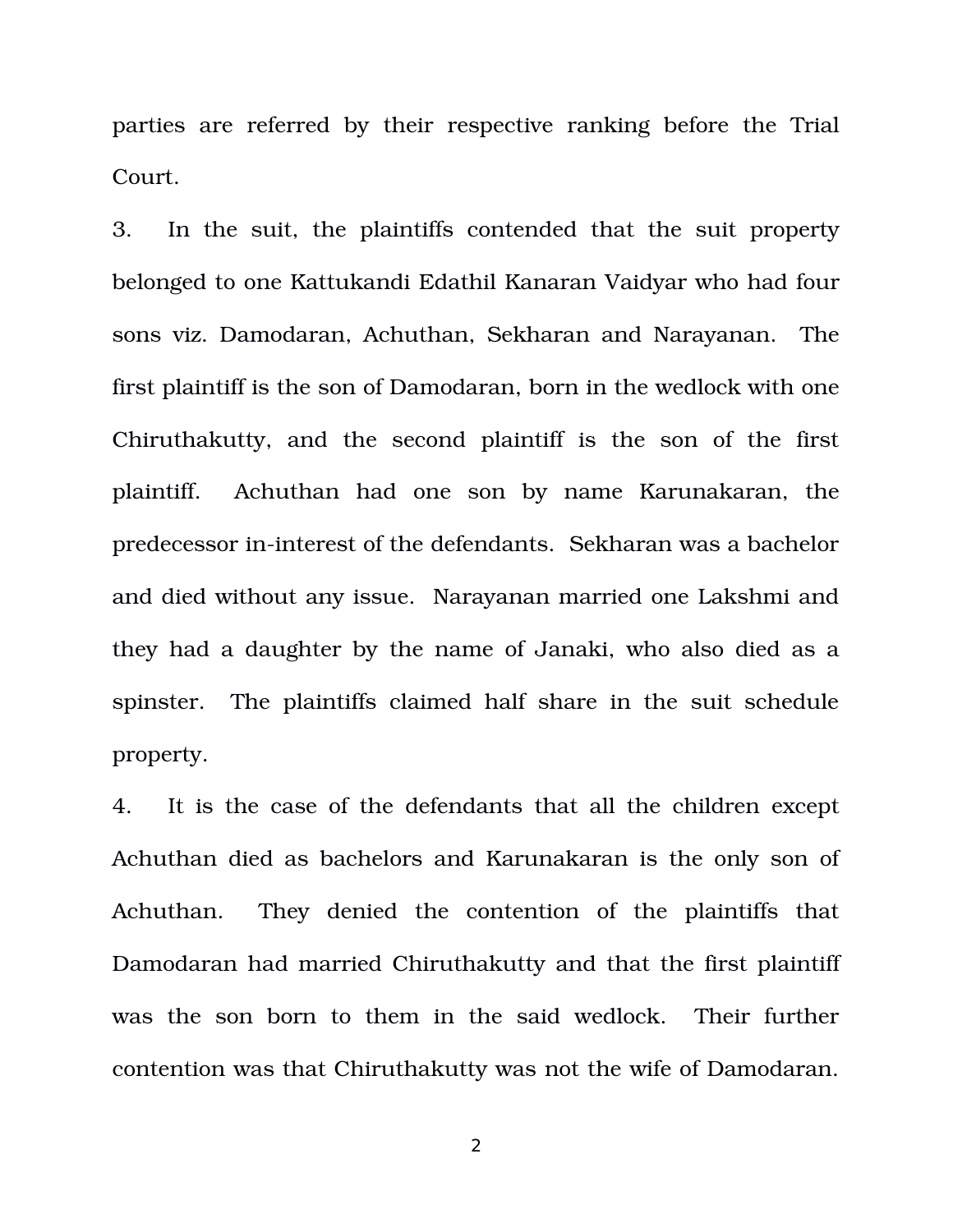parties are referred by their respective ranking before the Trial Court.

3. In the suit, the plaintiffs contended that the suit property belonged to one Kattukandi Edathil Kanaran Vaidyar who had four sons viz. Damodaran, Achuthan, Sekharan and Narayanan. The first plaintiff is the son of Damodaran, born in the wedlock with one Chiruthakutty, and the second plaintiff is the son of the first plaintiff. Achuthan had one son by name Karunakaran, the predecessor in-interest of the defendants. Sekharan was a bachelor and died without any issue. Narayanan married one Lakshmi and they had a daughter by the name of Janaki, who also died as a spinster. The plaintiffs claimed half share in the suit schedule property.

4. It is the case of the defendants that all the children except Achuthan died as bachelors and Karunakaran is the only son of Achuthan. They denied the contention of the plaintiffs that Damodaran had married Chiruthakutty and that the first plaintiff was the son born to them in the said wedlock. Their further contention was that Chiruthakutty was not the wife of Damodaran.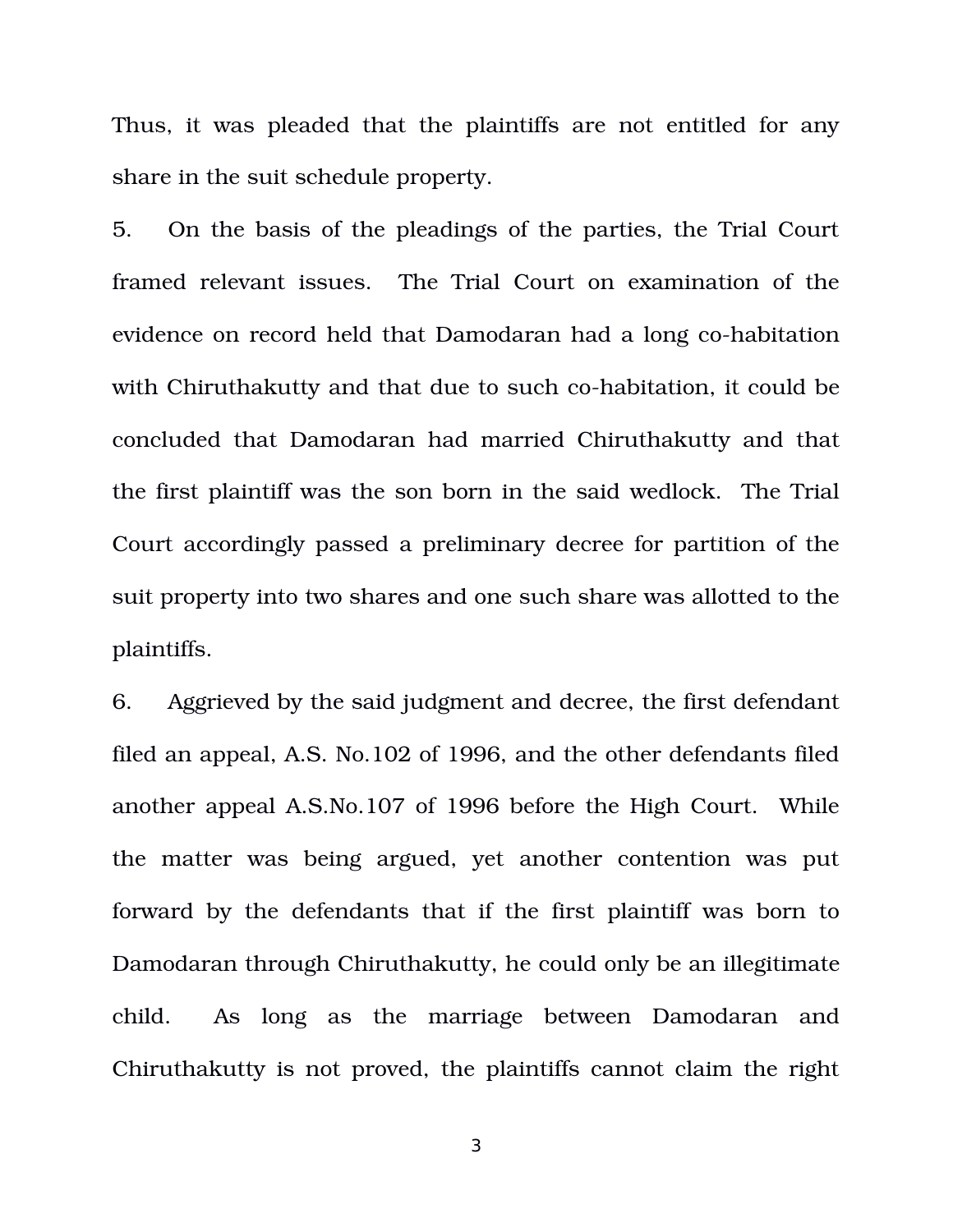Thus, it was pleaded that the plaintiffs are not entitled for any share in the suit schedule property.

5. On the basis of the pleadings of the parties, the Trial Court framed relevant issues. The Trial Court on examination of the evidence on record held that Damodaran had a long co-habitation with Chiruthakutty and that due to such co-habitation, it could be concluded that Damodaran had married Chiruthakutty and that the first plaintiff was the son born in the said wedlock. The Trial Court accordingly passed a preliminary decree for partition of the suit property into two shares and one such share was allotted to the plaintiffs.

6. Aggrieved by the said judgment and decree, the first defendant filed an appeal, A.S. No.102 of 1996, and the other defendants filed another appeal A.S.No.107 of 1996 before the High Court. While the matter was being argued, yet another contention was put forward by the defendants that if the first plaintiff was born to Damodaran through Chiruthakutty, he could only be an illegitimate child. As long as the marriage between Damodaran and Chiruthakutty is not proved, the plaintiffs cannot claim the right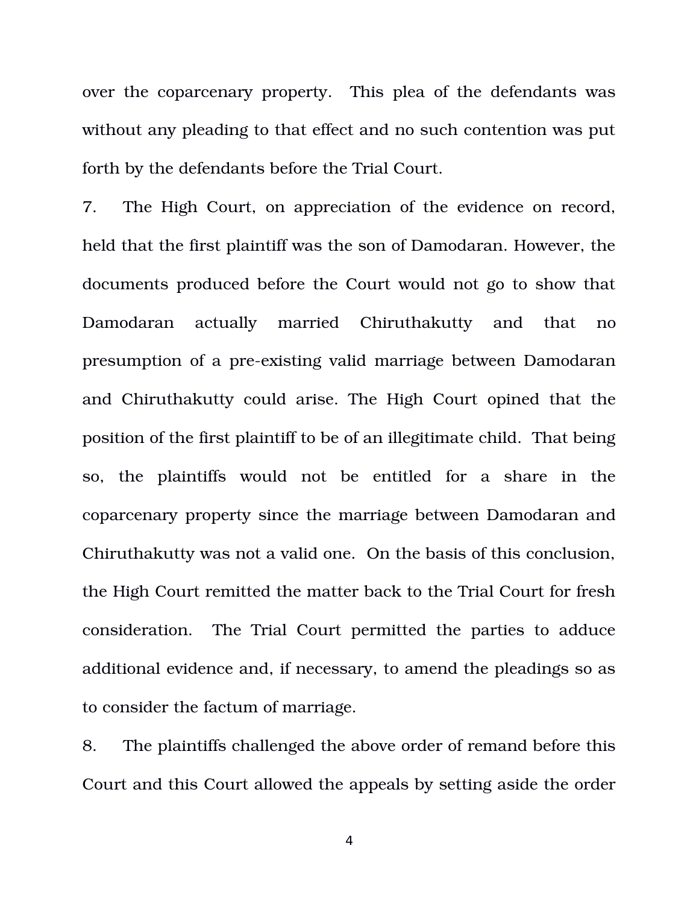over the coparcenary property. This plea of the defendants was without any pleading to that effect and no such contention was put forth by the defendants before the Trial Court.

7. The High Court, on appreciation of the evidence on record, held that the first plaintiff was the son of Damodaran. However, the documents produced before the Court would not go to show that Damodaran actually married Chiruthakutty and that no presumption of a pre-existing valid marriage between Damodaran and Chiruthakutty could arise. The High Court opined that the position of the first plaintiff to be of an illegitimate child. That being so, the plaintiffs would not be entitled for a share in the coparcenary property since the marriage between Damodaran and Chiruthakutty was not a valid one. On the basis of this conclusion, the High Court remitted the matter back to the Trial Court for fresh consideration. The Trial Court permitted the parties to adduce additional evidence and, if necessary, to amend the pleadings so as to consider the factum of marriage.

8. The plaintiffs challenged the above order of remand before this Court and this Court allowed the appeals by setting aside the order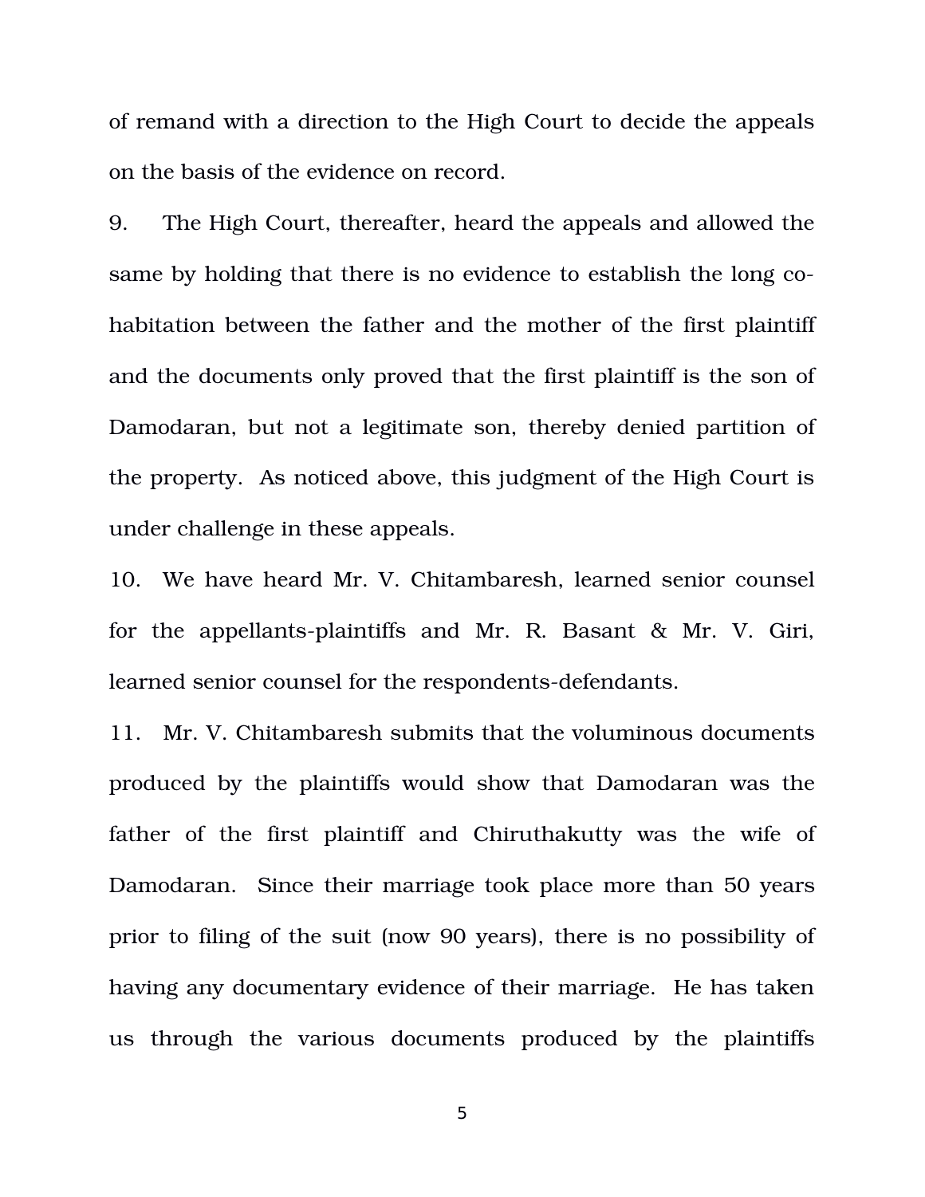of remand with a direction to the High Court to decide the appeals on the basis of the evidence on record.

9. The High Court, thereafter, heard the appeals and allowed the same by holding that there is no evidence to establish the long co-habitation between the father and the mother of the first plaintiff and the documents only proved that the first plaintiff is the son of Damodaran, but not a legitimate son, thereby denied partition of the property. As noticed above, this judgment of the High Court is under challenge in these appeals.

10. We have heard Mr. V. Chitambaresh, learned senior counsel for the appellants-plaintiffs and Mr. R. Basant & Mr. V. Giri, learned senior counsel for the respondents-defendants.

11. Mr. V. Chitambaresh submits that the voluminous documents produced by the plaintiffs would show that Damodaran was the father of the first plaintiff and Chiruthakutty was the wife of Damodaran. Since their marriage took place more than 50 years prior to filing of the suit (now 90 years), there is no possibility of having any documentary evidence of their marriage. He has taken us through the various documents produced by the plaintiffs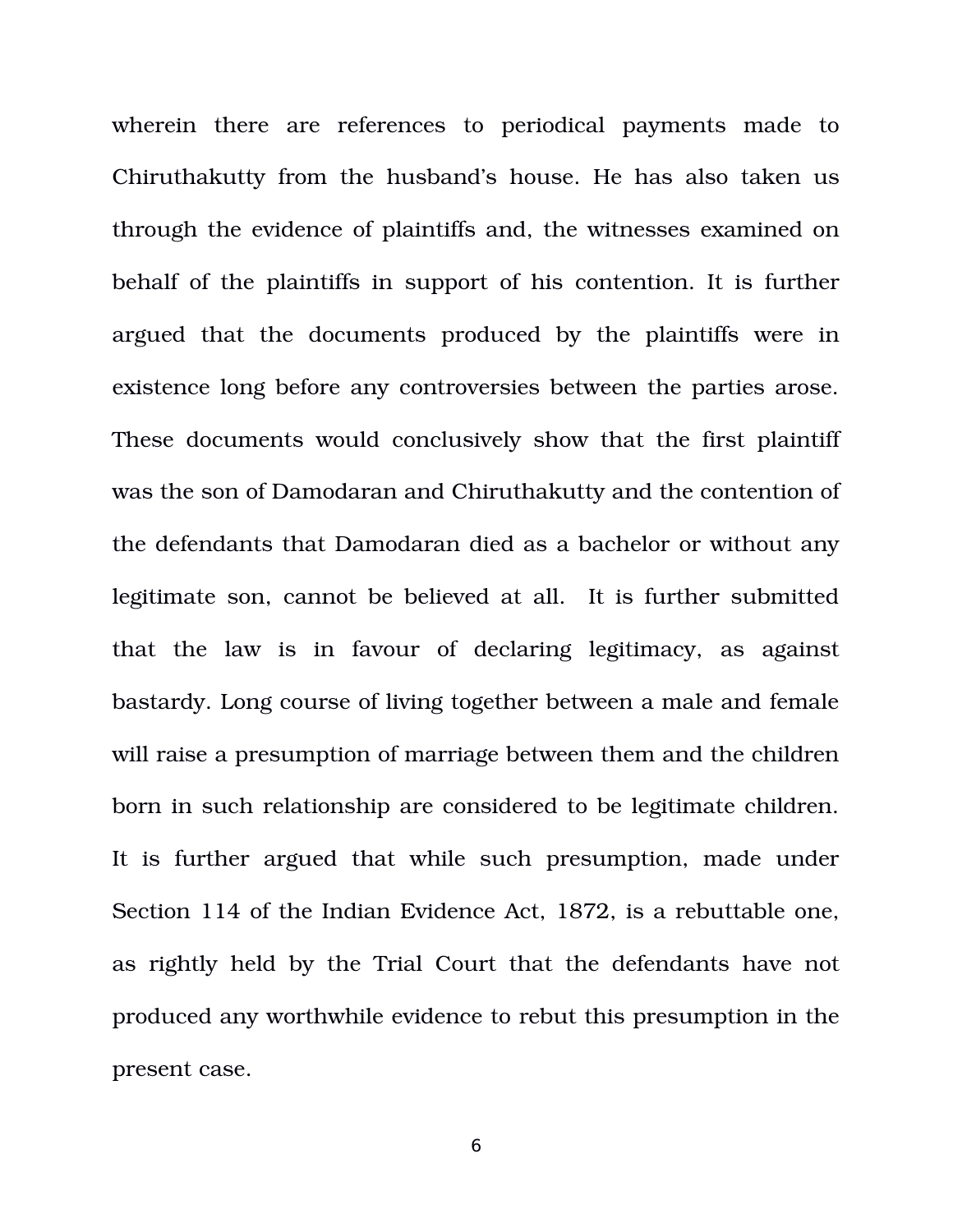wherein there are references to periodical payments made to Chiruthakutty from the husband's house. He has also taken us through the evidence of plaintiffs and, the witnesses examined on behalf of the plaintiffs in support of his contention. It is further argued that the documents produced by the plaintiffs were in existence long before any controversies between the parties arose. These documents would conclusively show that the first plaintiff was the son of Damodaran and Chiruthakutty and the contention of the defendants that Damodaran died as a bachelor or without any legitimate son, cannot be believed at all. It is further submitted that the law is in favour of declaring legitimacy, as against bastardy. Long course of living together between a male and female will raise a presumption of marriage between them and the children born in such relationship are considered to be legitimate children. It is further argued that while such presumption, made under Section 114 of the Indian Evidence Act, 1872, is a rebuttable one, as rightly held by the Trial Court that the defendants have not produced any worthwhile evidence to rebut this presumption in the present case.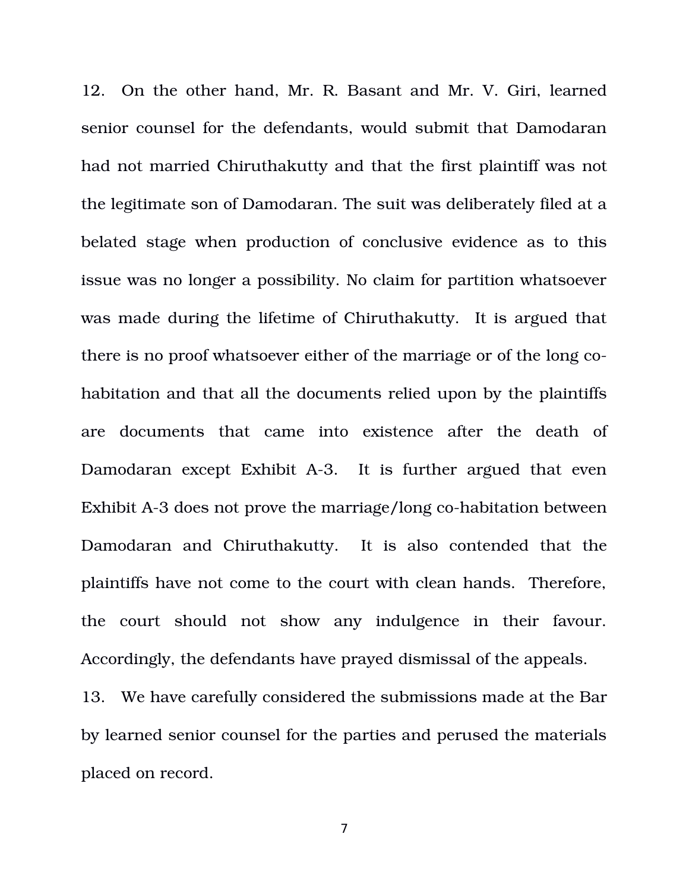12. On the other hand, Mr. R. Basant and Mr. V. Giri, learned senior counsel for the defendants, would submit that Damodaran had not married Chiruthakutty and that the first plaintiff was not the legitimate son of Damodaran. The suit was deliberately filed at a belated stage when production of conclusive evidence as to this issue was no longer a possibility. No claim for partition whatsoever was made during the lifetime of Chiruthakutty. It is argued that there is no proof whatsoever either of the marriage or of the long co-habitation and that all the documents relied upon by the plaintiffs are documents that came into existence after the death of Damodaran except Exhibit A-3. It is further argued that even Exhibit A-3 does not prove the marriage/long co-habitation between Damodaran and Chiruthakutty. It is also contended that the plaintiffs have not come to the court with clean hands. Therefore, the court should not show any indulgence in their favour. Accordingly, the defendants have prayed dismissal of the appeals.

13. We have carefully considered the submissions made at the Bar by learned senior counsel for the parties and perused the materials placed on record.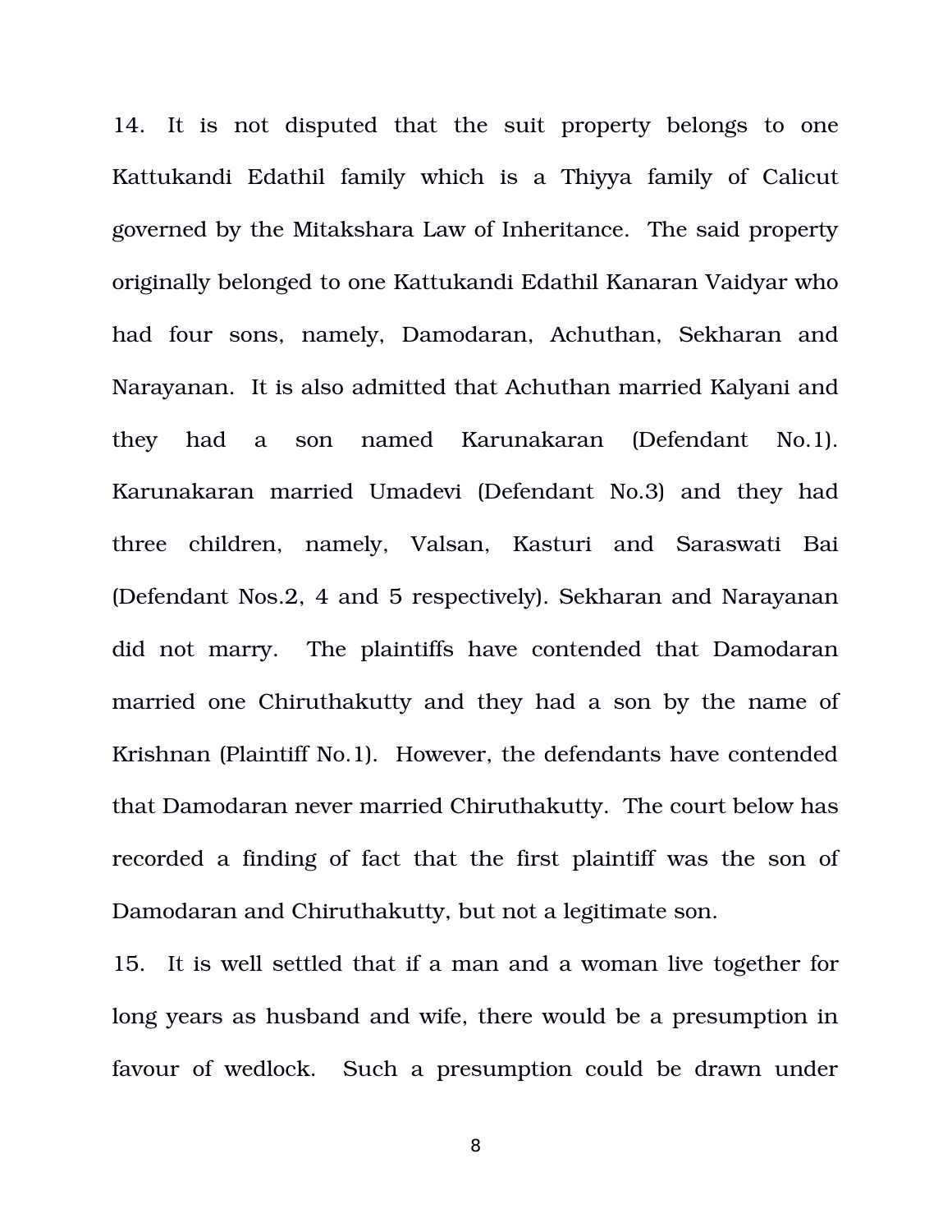14. It is not disputed that the suit property belongs to one Kattukandi Edathil family which is a Thiyya family of Calicut governed by the Mitakshara Law of Inheritance. The said property originally belonged to one Kattukandi Edathil Kanaran Vaidyar who had four sons, namely, Damodaran, Achuthan, Sekharan and Narayanan. It is also admitted that Achuthan married Kalyani and they had a son named Karunakaran (Defendant No.1). Karunakaran married Umadevi (Defendant No.3) and they had three children, namely, Valsan, Kasturi and Saraswati Bai (Defendant Nos.2, 4 and 5 respectively). Sekharan and Narayanan did not marry. The plaintiffs have contended that Damodaran married one Chiruthakutty and they had a son by the name of Krishnan (Plaintiff No.1). However, the defendants have contended that Damodaran never married Chiruthakutty. The court below has recorded a finding of fact that the first plaintiff was the son of Damodaran and Chiruthakutty, but not a legitimate son.

15. It is well settled that if a man and a woman live together for long years as husband and wife, there would be a presumption in favour of wedlock. Such a presumption could be drawn under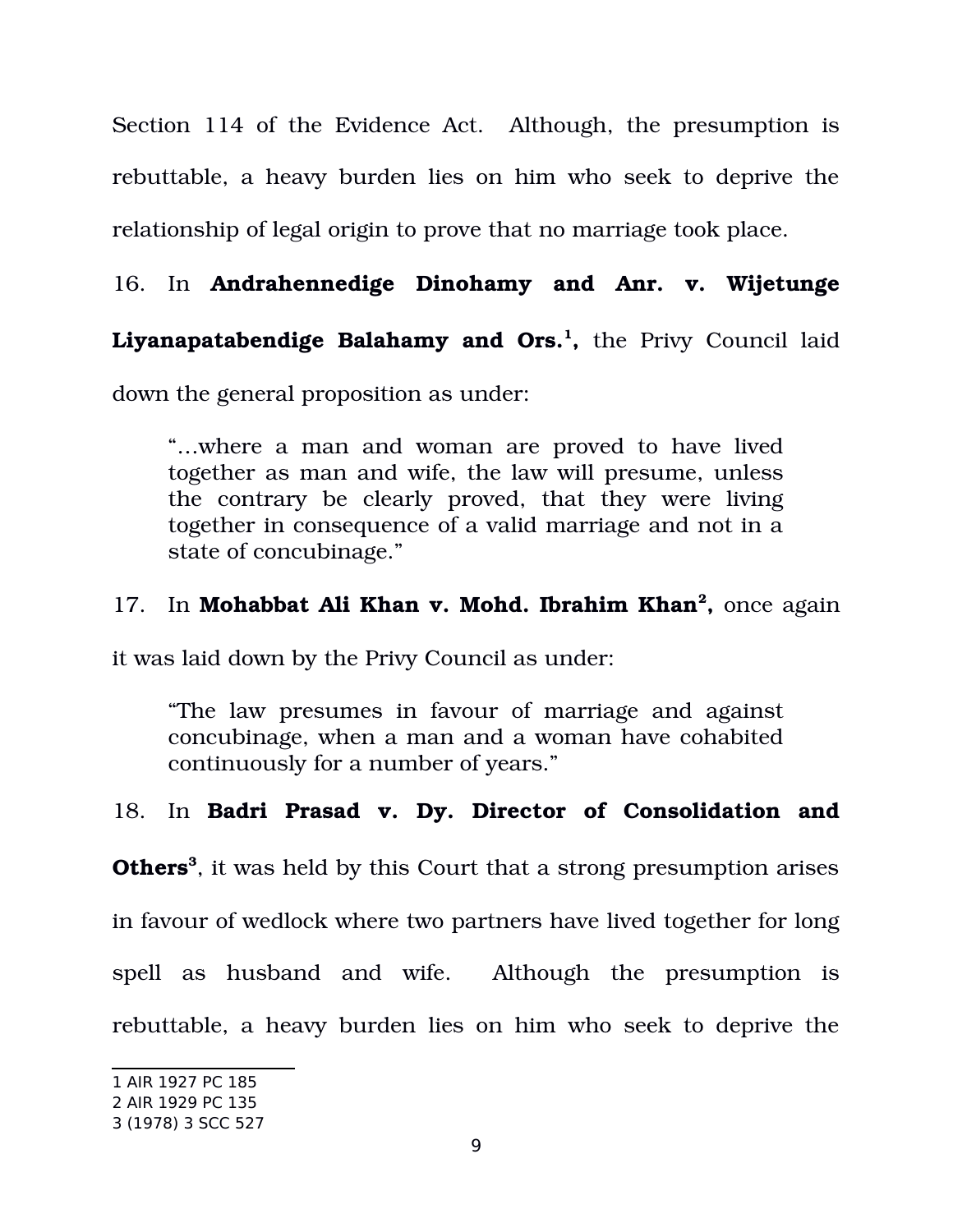Section 114 of the Evidence Act. Although, the presumption is rebuttable, a heavy burden lies on him who seek to deprive the relationship of legal origin to prove that no marriage took place.

16. In **Andrahennedige Dinohamy and Anr. v. Wijetunge Liyanapatabendige Balahamy and Ors.**[1]**,** the Privy Council laid down the general proposition as under:

> "…where a man and woman are proved to have lived together as man and wife, the law will presume, unless the contrary be clearly proved, that they were living together in consequence of a valid marriage and not in a state of concubinage."

17. In **Mohabbat Ali Khan v. Mohd. Ibrahim Khan**[2]**,** once again it was laid down by the Privy Council as under:

> "The law presumes in favour of marriage and against concubinage, when a man and a woman have cohabited continuously for a number of years."

18. In **Badri Prasad v. Dy. Director of Consolidation and Others**[3], it was held by this Court that a strong presumption arises in favour of wedlock where two partners have lived together for long spell as husband and wife. Although the presumption is rebuttable, a heavy burden lies on him who seek to deprive the

---

1 AIR 1927 PC 185
2 AIR 1929 PC 135
3 (1978) 3 SCC 527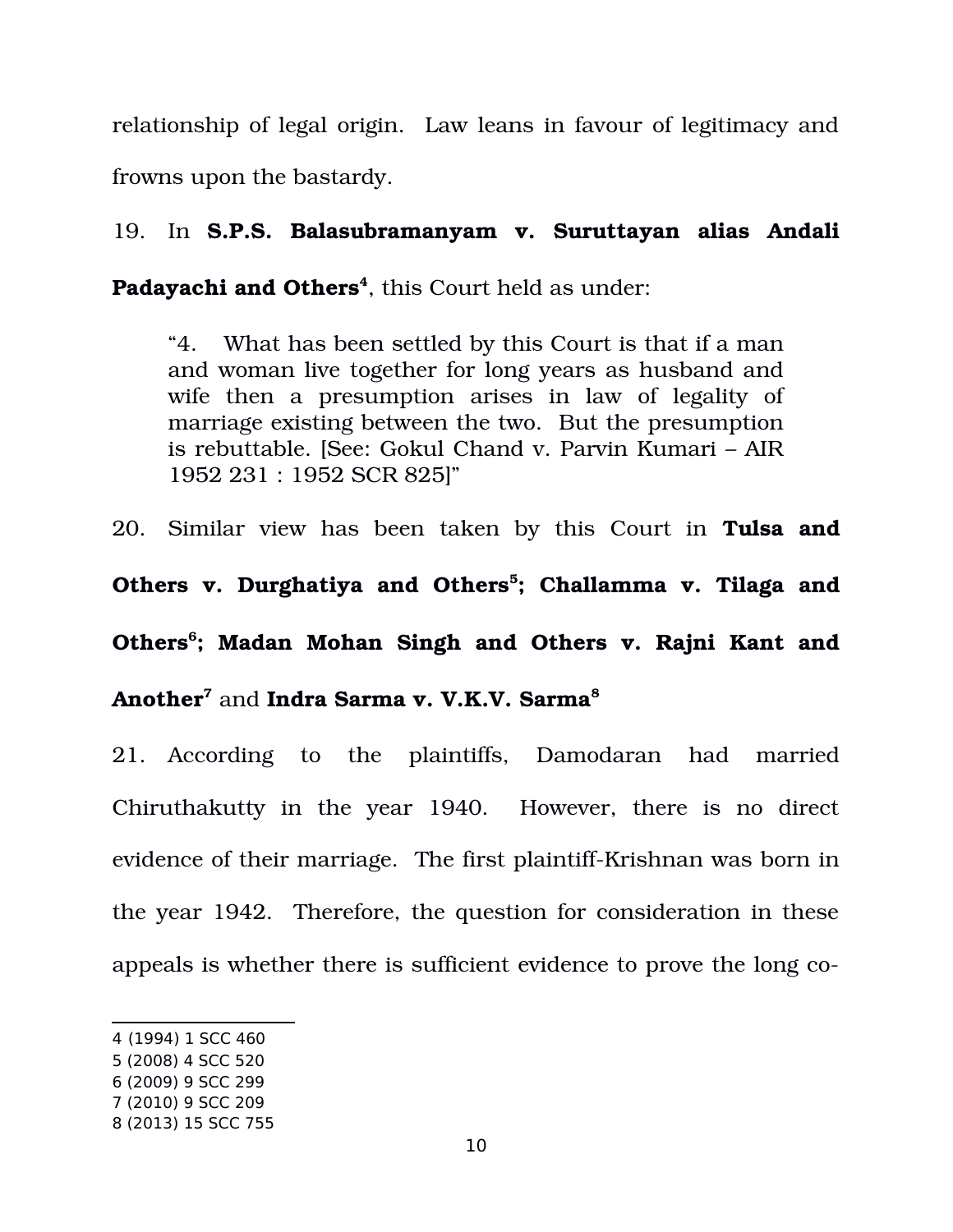relationship of legal origin. Law leans in favour of legitimacy and frowns upon the bastardy.

19. In **S.P.S. Balasubramanyam v. Suruttayan alias Andali Padayachi and Others**[4], this Court held as under:

> "4. What has been settled by this Court is that if a man and woman live together for long years as husband and wife then a presumption arises in law of legality of marriage existing between the two. But the presumption is rebuttable. [See: Gokul Chand v. Parvin Kumari – AIR 1952 231 : 1952 SCR 825]"

20. Similar view has been taken by this Court in **Tulsa and Others v. Durghatiya and Others**[5]; **Challamma v. Tilaga and Others**[6]; **Madan Mohan Singh and Others v. Rajni Kant and Another**[7] and **Indra Sarma v. V.K.V. Sarma**[8]

21. According to the plaintiffs, Damodaran had married Chiruthakutty in the year 1940. However, there is no direct evidence of their marriage. The first plaintiff-Krishnan was born in the year 1942. Therefore, the question for consideration in these appeals is whether there is sufficient evidence to prove the long co-

---

4 (1994) 1 SCC 460
5 (2008) 4 SCC 520
6 (2009) 9 SCC 299
7 (2010) 9 SCC 209
8 (2013) 15 SCC 755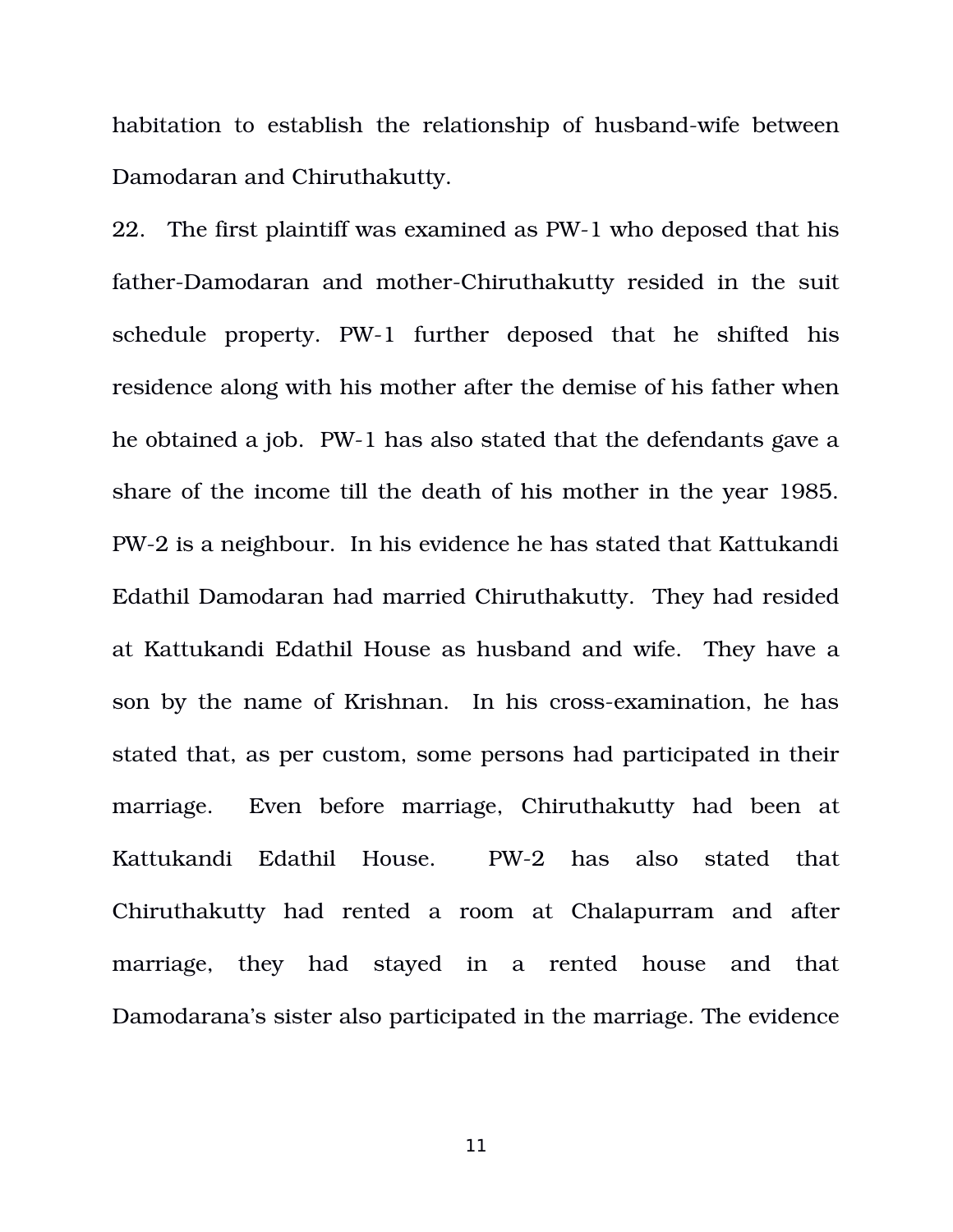habitation to establish the relationship of husband-wife between Damodaran and Chiruthakutty.

22. The first plaintiff was examined as PW-1 who deposed that his father-Damodaran and mother-Chiruthakutty resided in the suit schedule property. PW-1 further deposed that he shifted his residence along with his mother after the demise of his father when he obtained a job. PW-1 has also stated that the defendants gave a share of the income till the death of his mother in the year 1985. PW-2 is a neighbour. In his evidence he has stated that Kattukandi Edathil Damodaran had married Chiruthakutty. They had resided at Kattukandi Edathil House as husband and wife. They have a son by the name of Krishnan. In his cross-examination, he has stated that, as per custom, some persons had participated in their marriage. Even before marriage, Chiruthakutty had been at Kattukandi Edathil House. PW-2 has also stated that Chiruthakutty had rented a room at Chalapurram and after marriage, they had stayed in a rented house and that Damodarana's sister also participated in the marriage. The evidence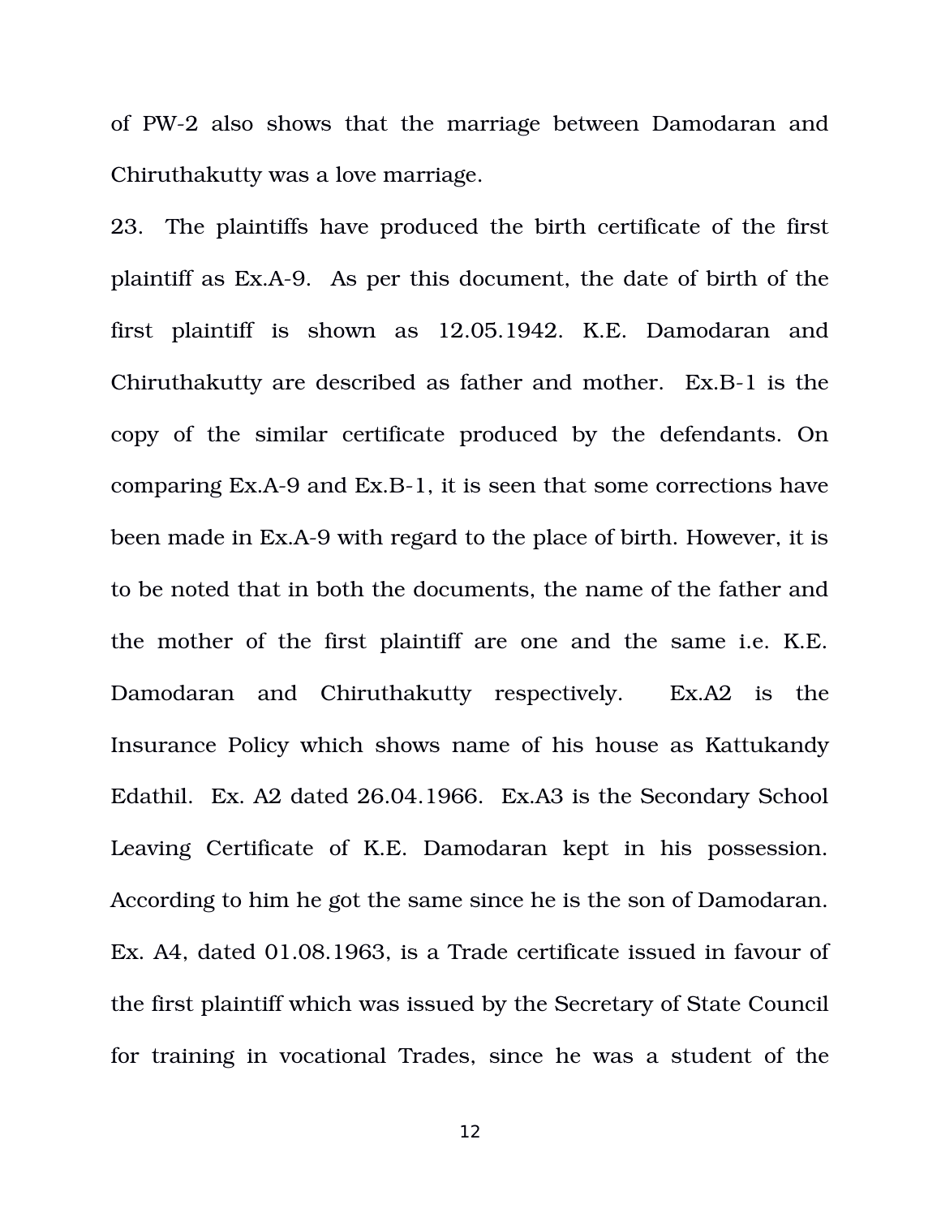of PW-2 also shows that the marriage between Damodaran and Chiruthakutty was a love marriage.

23. The plaintiffs have produced the birth certificate of the first plaintiff as Ex.A-9. As per this document, the date of birth of the first plaintiff is shown as 12.05.1942. K.E. Damodaran and Chiruthakutty are described as father and mother. Ex.B-1 is the copy of the similar certificate produced by the defendants. On comparing Ex.A-9 and Ex.B-1, it is seen that some corrections have been made in Ex.A-9 with regard to the place of birth. However, it is to be noted that in both the documents, the name of the father and the mother of the first plaintiff are one and the same i.e. K.E. Damodaran and Chiruthakutty respectively. Ex.A2 is the Insurance Policy which shows name of his house as Kattukandy Edathil. Ex. A2 dated 26.04.1966. Ex.A3 is the Secondary School Leaving Certificate of K.E. Damodaran kept in his possession. According to him he got the same since he is the son of Damodaran. Ex. A4, dated 01.08.1963, is a Trade certificate issued in favour of the first plaintiff which was issued by the Secretary of State Council for training in vocational Trades, since he was a student of the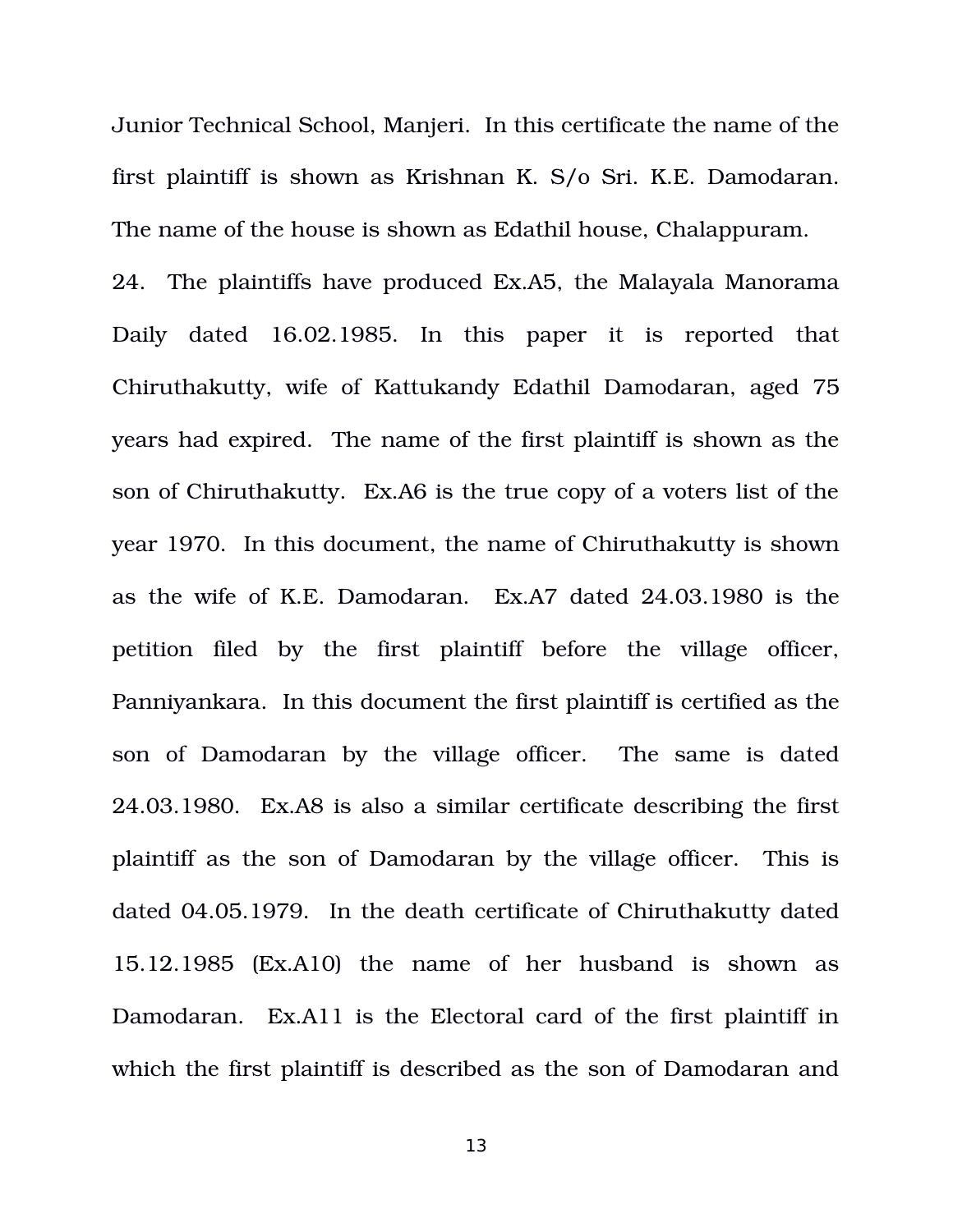Junior Technical School, Manjeri. In this certificate the name of the first plaintiff is shown as Krishnan K. S/o Sri. K.E. Damodaran. The name of the house is shown as Edathil house, Chalappuram.

24. The plaintiffs have produced Ex.A5, the Malayala Manorama Daily dated 16.02.1985. In this paper it is reported that Chiruthakutty, wife of Kattukandy Edathil Damodaran, aged 75 years had expired. The name of the first plaintiff is shown as the son of Chiruthakutty. Ex.A6 is the true copy of a voters list of the year 1970. In this document, the name of Chiruthakutty is shown as the wife of K.E. Damodaran. Ex.A7 dated 24.03.1980 is the petition filed by the first plaintiff before the village officer, Panniyankara. In this document the first plaintiff is certified as the son of Damodaran by the village officer. The same is dated 24.03.1980. Ex.A8 is also a similar certificate describing the first plaintiff as the son of Damodaran by the village officer. This is dated 04.05.1979. In the death certificate of Chiruthakutty dated 15.12.1985 (Ex.A10) the name of her husband is shown as Damodaran. Ex.A11 is the Electoral card of the first plaintiff in which the first plaintiff is described as the son of Damodaran and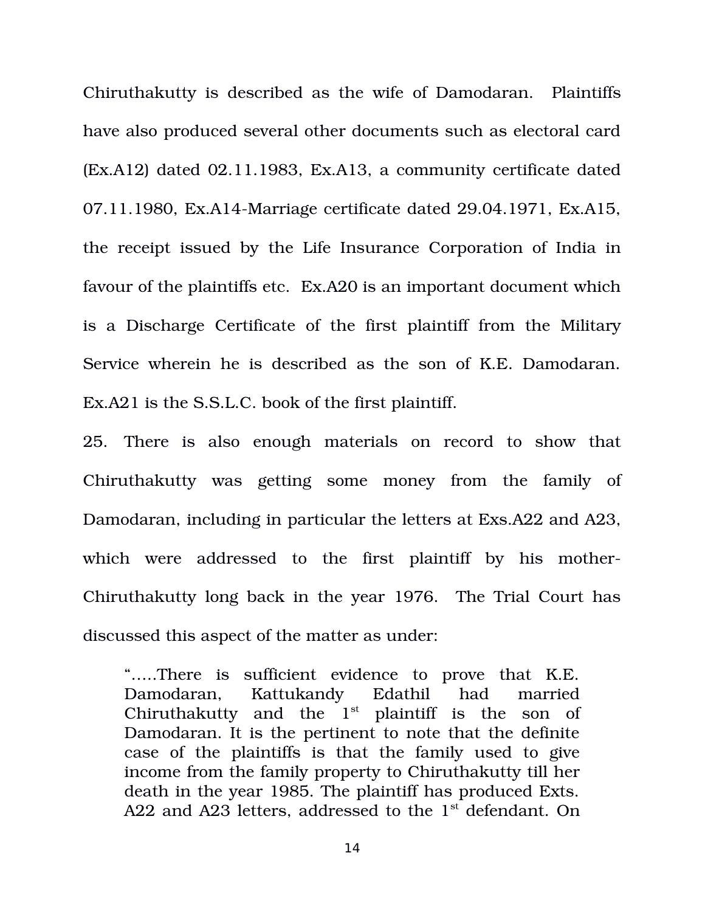Chiruthakutty is described as the wife of Damodaran. Plaintiffs have also produced several other documents such as electoral card (Ex.A12) dated 02.11.1983, Ex.A13, a community certificate dated 07.11.1980, Ex.A14-Marriage certificate dated 29.04.1971, Ex.A15, the receipt issued by the Life Insurance Corporation of India in favour of the plaintiffs etc. Ex.A20 is an important document which is a Discharge Certificate of the first plaintiff from the Military Service wherein he is described as the son of K.E. Damodaran. Ex.A21 is the S.S.L.C. book of the first plaintiff.

25. There is also enough materials on record to show that Chiruthakutty was getting some money from the family of Damodaran, including in particular the letters at Exs.A22 and A23, which were addressed to the first plaintiff by his mother-Chiruthakutty long back in the year 1976. The Trial Court has discussed this aspect of the matter as under:

> ".....There is sufficient evidence to prove that K.E. Damodaran, Kattukandy Edathil had married Chiruthakutty and the 1st plaintiff is the son of Damodaran. It is the pertinent to note that the definite case of the plaintiffs is that the family used to give income from the family property to Chiruthakutty till her death in the year 1985. The plaintiff has produced Exts. A22 and A23 letters, addressed to the 1st defendant. On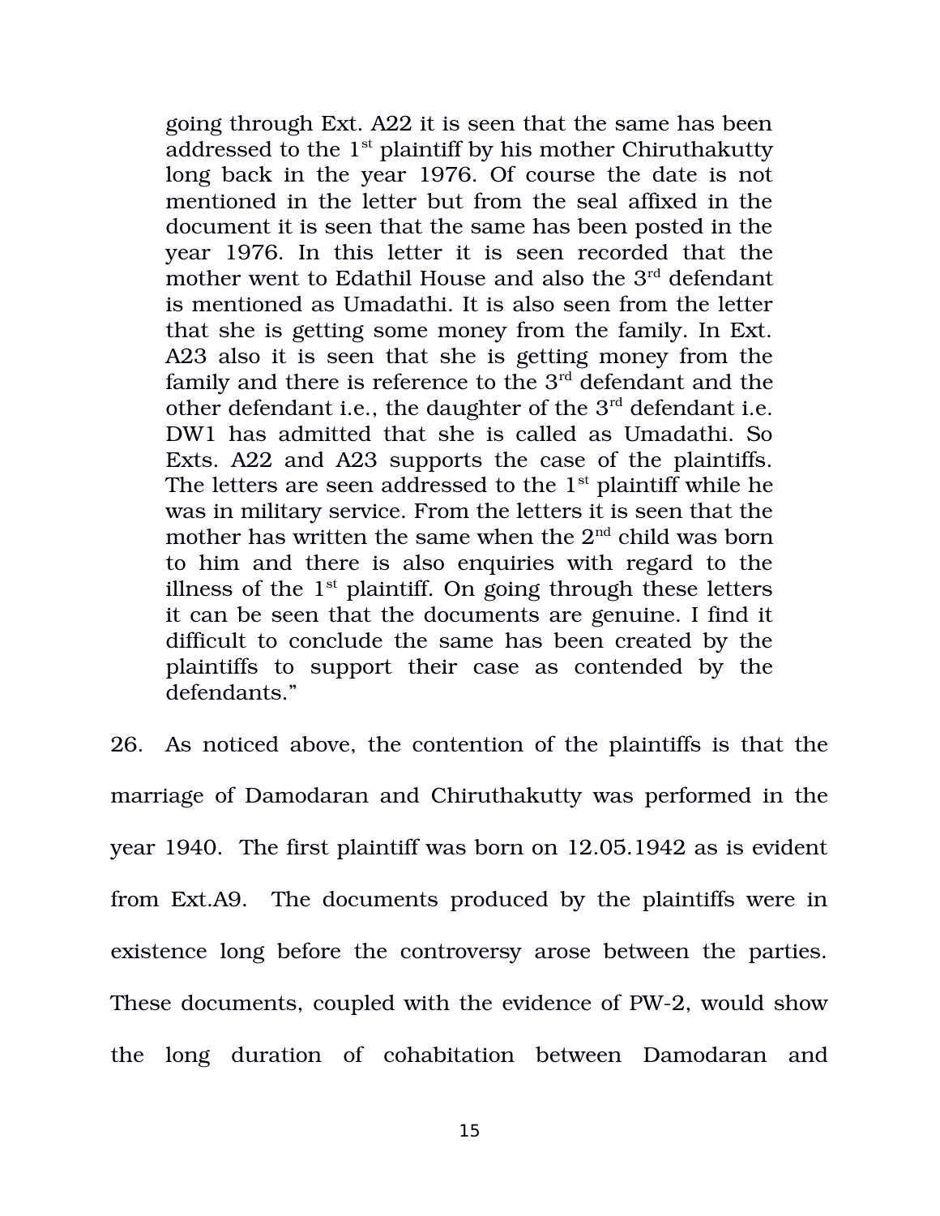going through Ext. A22 it is seen that the same has been addressed to the 1st plaintiff by his mother Chiruthakutty long back in the year 1976. Of course the date is not mentioned in the letter but from the seal affixed in the document it is seen that the same has been posted in the year 1976. In this letter it is seen recorded that the mother went to Edathil House and also the 3rd defendant is mentioned as Umadathi. It is also seen from the letter that she is getting some money from the family. In Ext. A23 also it is seen that she is getting money from the family and there is reference to the 3rd defendant and the other defendant i.e., the daughter of the 3rd defendant i.e. DW1 has admitted that she is called as Umadathi. So Exts. A22 and A23 supports the case of the plaintiffs. The letters are seen addressed to the 1st plaintiff while he was in military service. From the letters it is seen that the mother has written the same when the 2nd child was born to him and there is also enquiries with regard to the illness of the 1st plaintiff. On going through these letters it can be seen that the documents are genuine. I find it difficult to conclude the same has been created by the plaintiffs to support their case as contended by the defendants."

26. As noticed above, the contention of the plaintiffs is that the marriage of Damodaran and Chiruthakutty was performed in the year 1940. The first plaintiff was born on 12.05.1942 as is evident from Ext.A9. The documents produced by the plaintiffs were in existence long before the controversy arose between the parties. These documents, coupled with the evidence of PW-2, would show the long duration of cohabitation between Damodaran and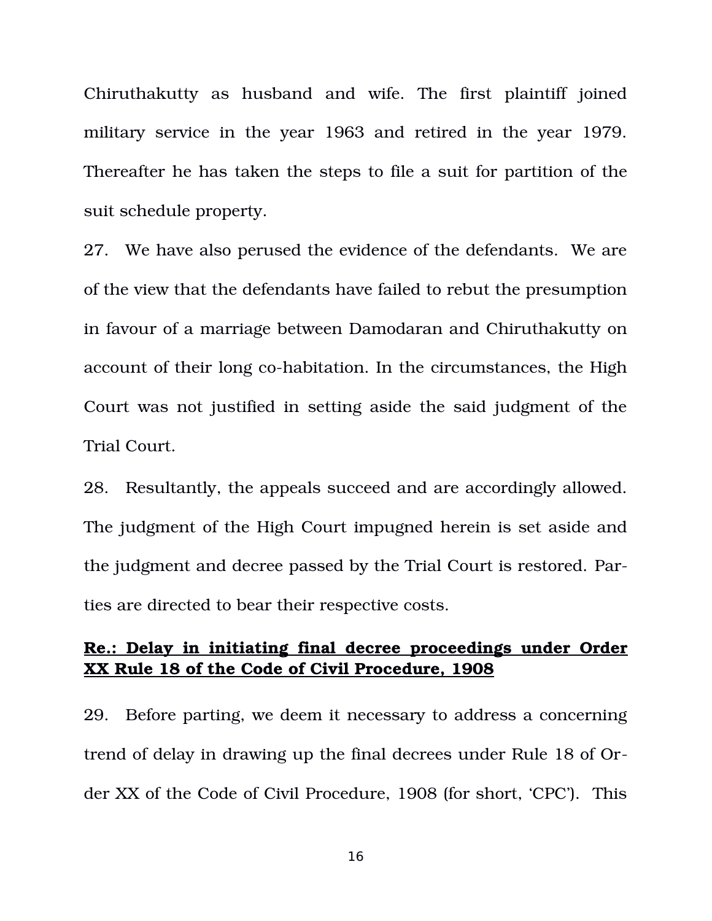Chiruthakutty as husband and wife. The first plaintiff joined military service in the year 1963 and retired in the year 1979. Thereafter he has taken the steps to file a suit for partition of the suit schedule property.

27. We have also perused the evidence of the defendants. We are of the view that the defendants have failed to rebut the presumption in favour of a marriage between Damodaran and Chiruthakutty on account of their long co-habitation. In the circumstances, the High Court was not justified in setting aside the said judgment of the Trial Court.

28. Resultantly, the appeals succeed and are accordingly allowed. The judgment of the High Court impugned herein is set aside and the judgment and decree passed by the Trial Court is restored. Parties are directed to bear their respective costs.

**Re.: Delay in initiating final decree proceedings under Order XX Rule 18 of the Code of Civil Procedure, 1908**

29. Before parting, we deem it necessary to address a concerning trend of delay in drawing up the final decrees under Rule 18 of Order XX of the Code of Civil Procedure, 1908 (for short, 'CPC'). This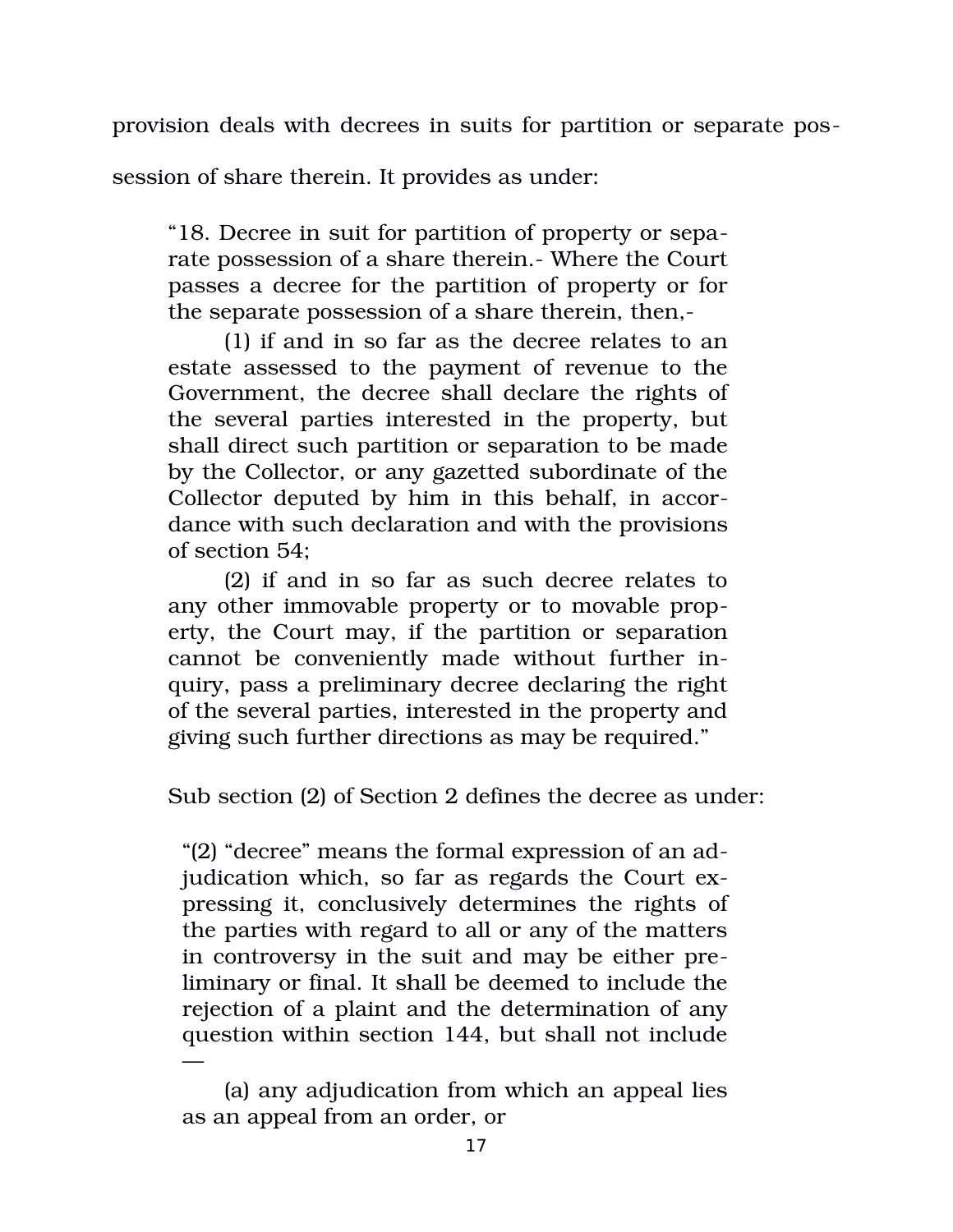provision deals with decrees in suits for partition or separate possession of share therein. It provides as under:

> "18. Decree in suit for partition of property or separate possession of a share therein.- Where the Court passes a decree for the partition of property or for the separate possession of a share therein, then,-
>
> (1) if and in so far as the decree relates to an estate assessed to the payment of revenue to the Government, the decree shall declare the rights of the several parties interested in the property, but shall direct such partition or separation to be made by the Collector, or any gazetted subordinate of the Collector deputed by him in this behalf, in accordance with such declaration and with the provisions of section 54;
>
> (2) if and in so far as such decree relates to any other immovable property or to movable property, the Court may, if the partition or separation cannot be conveniently made without further inquiry, pass a preliminary decree declaring the right of the several parties, interested in the property and giving such further directions as may be required."

Sub section (2) of Section 2 defines the decree as under:

> "(2) "decree" means the formal expression of an adjudication which, so far as regards the Court expressing it, conclusively determines the rights of the parties with regard to all or any of the matters in controversy in the suit and may be either preliminary or final. It shall be deemed to include the rejection of a plaint and the determination of any question within section 144, but shall not include —
>
> (a) any adjudication from which an appeal lies as an appeal from an order, or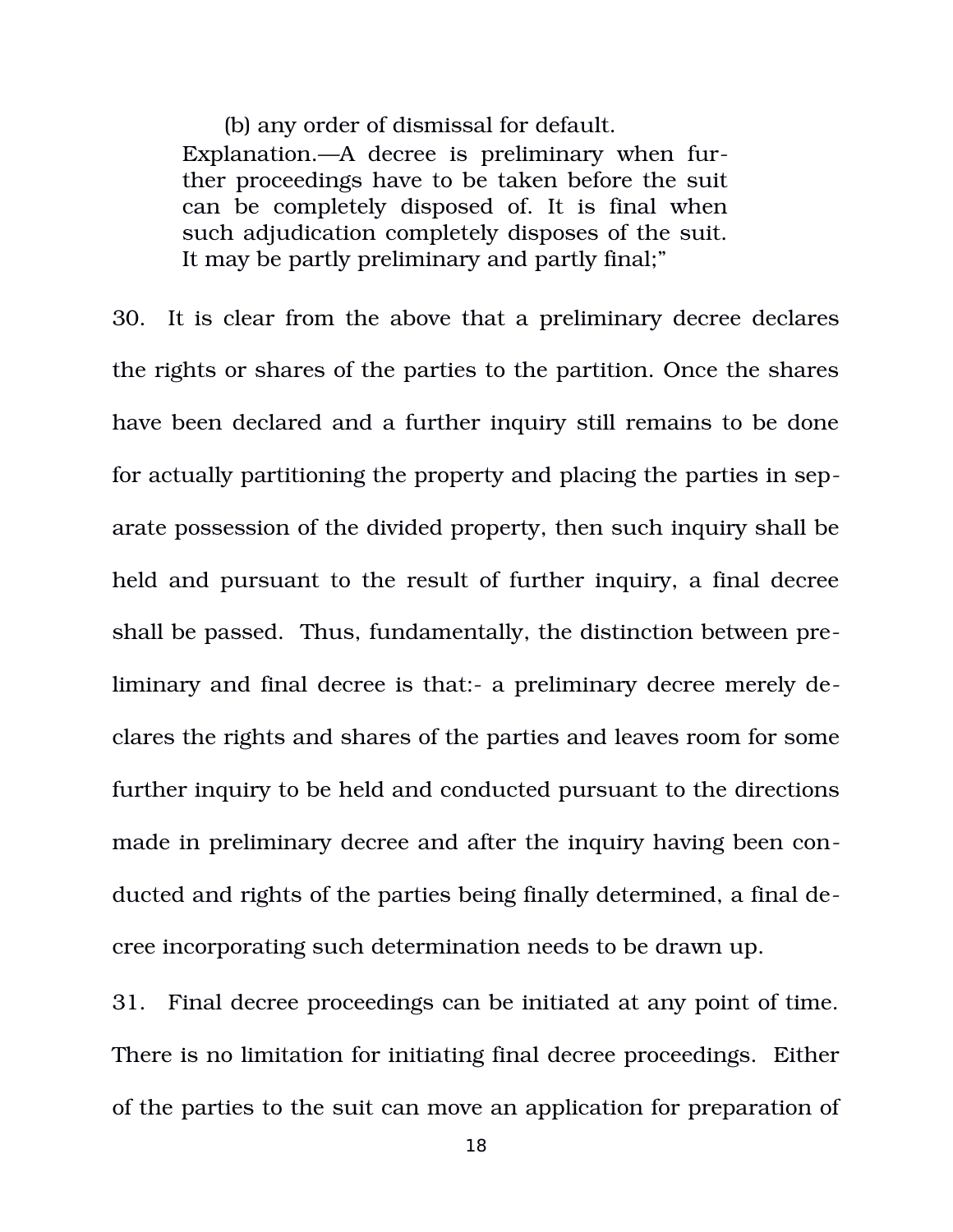> (b) any order of dismissal for default.
>
> Explanation.—A decree is preliminary when further proceedings have to be taken before the suit can be completely disposed of. It is final when such adjudication completely disposes of the suit. It may be partly preliminary and partly final;"

30. It is clear from the above that a preliminary decree declares the rights or shares of the parties to the partition. Once the shares have been declared and a further inquiry still remains to be done for actually partitioning the property and placing the parties in separate possession of the divided property, then such inquiry shall be held and pursuant to the result of further inquiry, a final decree shall be passed. Thus, fundamentally, the distinction between preliminary and final decree is that:- a preliminary decree merely declares the rights and shares of the parties and leaves room for some further inquiry to be held and conducted pursuant to the directions made in preliminary decree and after the inquiry having been conducted and rights of the parties being finally determined, a final decree incorporating such determination needs to be drawn up.

31. Final decree proceedings can be initiated at any point of time. There is no limitation for initiating final decree proceedings. Either of the parties to the suit can move an application for preparation of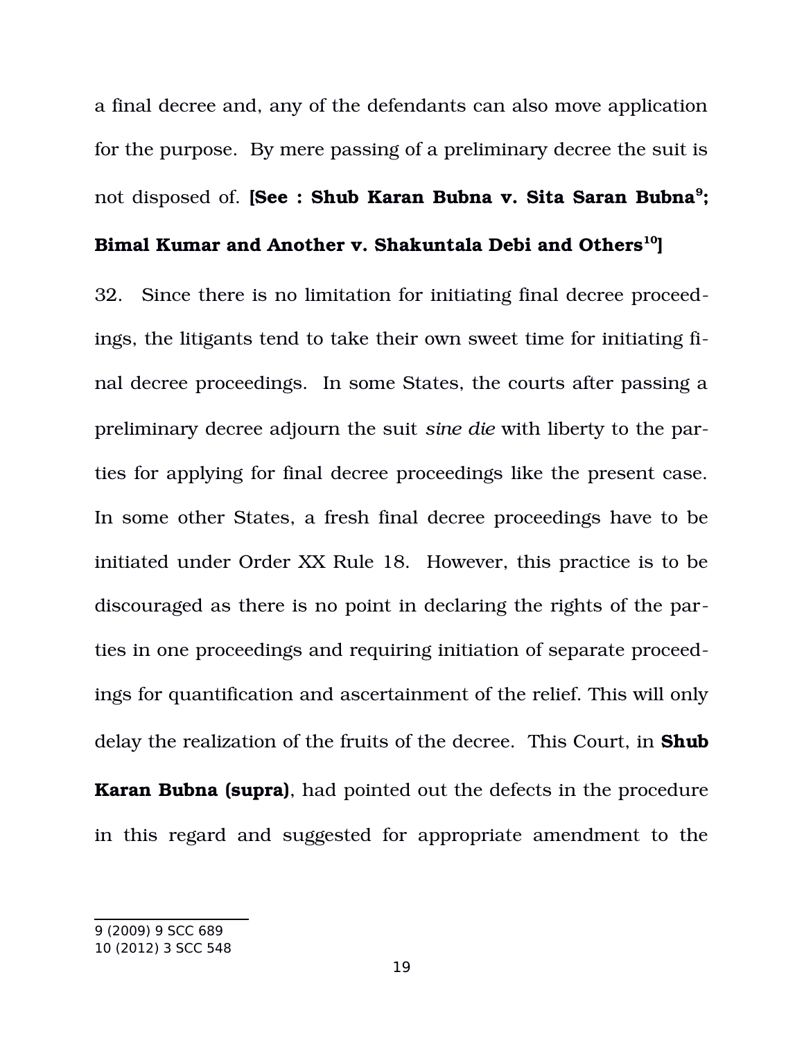a final decree and, any of the defendants can also move application for the purpose. By mere passing of a preliminary decree the suit is not disposed of. **[See : Shub Karan Bubna v. Sita Saran Bubna[9]; Bimal Kumar and Another v. Shakuntala Debi and Others[10]]**

32. Since there is no limitation for initiating final decree proceedings, the litigants tend to take their own sweet time for initiating final decree proceedings. In some States, the courts after passing a preliminary decree adjourn the suit *sine die* with liberty to the parties for applying for final decree proceedings like the present case. In some other States, a fresh final decree proceedings have to be initiated under Order XX Rule 18. However, this practice is to be discouraged as there is no point in declaring the rights of the parties in one proceedings and requiring initiation of separate proceedings for quantification and ascertainment of the relief. This will only delay the realization of the fruits of the decree. This Court, in **Shub Karan Bubna (supra)**, had pointed out the defects in the procedure in this regard and suggested for appropriate amendment to the

---

9 (2009) 9 SCC 689
10 (2012) 3 SCC 548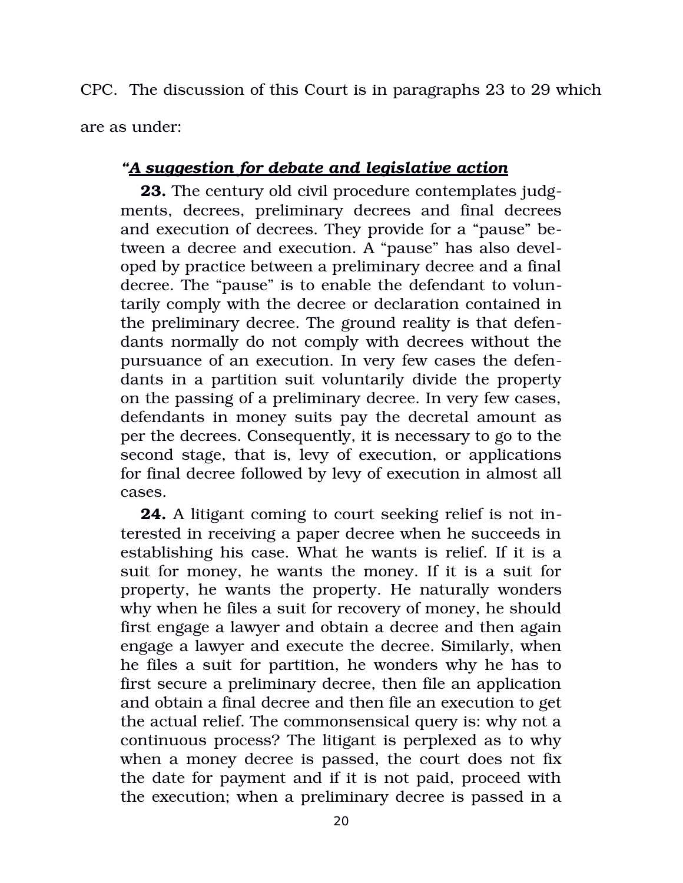CPC. The discussion of this Court is in paragraphs 23 to 29 which are as under:

> *"**A suggestion for debate and legislative action***
>
> **23.** The century old civil procedure contemplates judgments, decrees, preliminary decrees and final decrees and execution of decrees. They provide for a "pause" between a decree and execution. A "pause" has also developed by practice between a preliminary decree and a final decree. The "pause" is to enable the defendant to voluntarily comply with the decree or declaration contained in the preliminary decree. The ground reality is that defendants normally do not comply with decrees without the pursuance of an execution. In very few cases the defendants in a partition suit voluntarily divide the property on the passing of a preliminary decree. In very few cases, defendants in money suits pay the decretal amount as per the decrees. Consequently, it is necessary to go to the second stage, that is, levy of execution, or applications for final decree followed by levy of execution in almost all cases.
>
> **24.** A litigant coming to court seeking relief is not interested in receiving a paper decree when he succeeds in establishing his case. What he wants is relief. If it is a suit for money, he wants the money. If it is a suit for property, he wants the property. He naturally wonders why when he files a suit for recovery of money, he should first engage a lawyer and obtain a decree and then again engage a lawyer and execute the decree. Similarly, when he files a suit for partition, he wonders why he has to first secure a preliminary decree, then file an application and obtain a final decree and then file an execution to get the actual relief. The commonsensical query is: why not a continuous process? The litigant is perplexed as to why when a money decree is passed, the court does not fix the date for payment and if it is not paid, proceed with the execution; when a preliminary decree is passed in a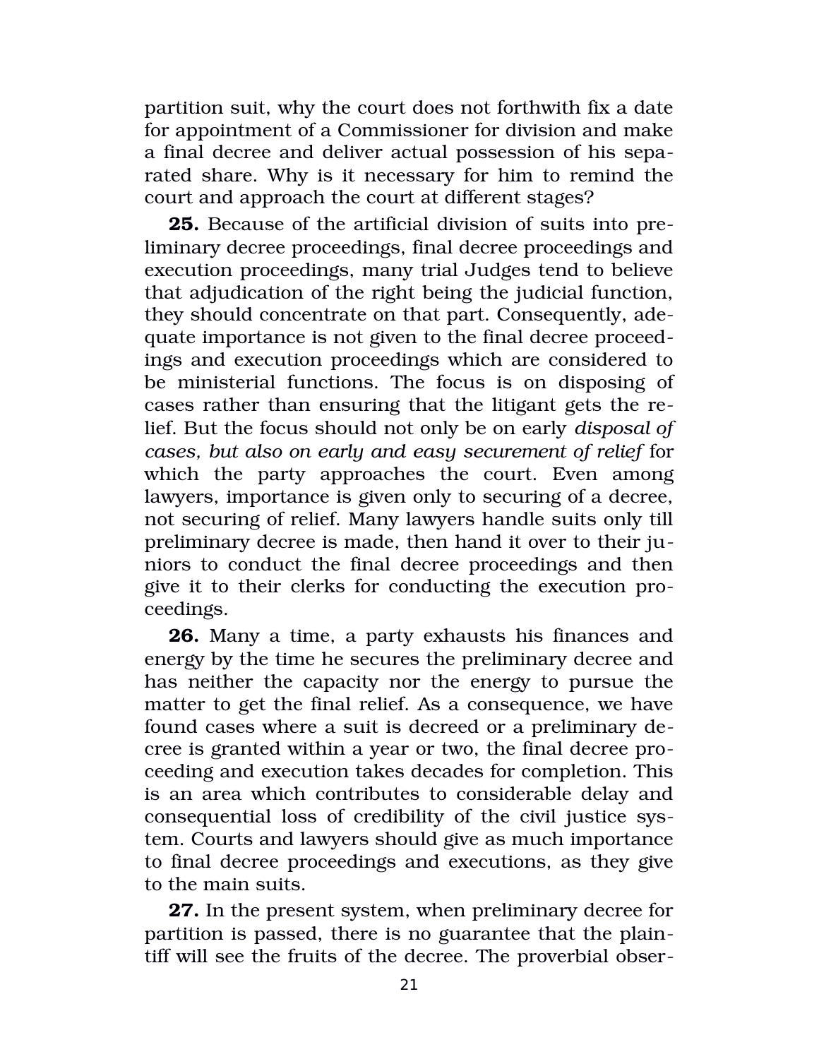partition suit, why the court does not forthwith fix a date for appointment of a Commissioner for division and make a final decree and deliver actual possession of his separated share. Why is it necessary for him to remind the court and approach the court at different stages?

**25.** Because of the artificial division of suits into preliminary decree proceedings, final decree proceedings and execution proceedings, many trial Judges tend to believe that adjudication of the right being the judicial function, they should concentrate on that part. Consequently, adequate importance is not given to the final decree proceedings and execution proceedings which are considered to be ministerial functions. The focus is on disposing of cases rather than ensuring that the litigant gets the relief. But the focus should not only be on early *disposal of cases, but also on early and easy securement of relief* for which the party approaches the court. Even among lawyers, importance is given only to securing of a decree, not securing of relief. Many lawyers handle suits only till preliminary decree is made, then hand it over to their juniors to conduct the final decree proceedings and then give it to their clerks for conducting the execution proceedings.

**26.** Many a time, a party exhausts his finances and energy by the time he secures the preliminary decree and has neither the capacity nor the energy to pursue the matter to get the final relief. As a consequence, we have found cases where a suit is decreed or a preliminary decree is granted within a year or two, the final decree proceeding and execution takes decades for completion. This is an area which contributes to considerable delay and consequential loss of credibility of the civil justice system. Courts and lawyers should give as much importance to final decree proceedings and executions, as they give to the main suits.

**27.** In the present system, when preliminary decree for partition is passed, there is no guarantee that the plaintiff will see the fruits of the decree. The proverbial obser-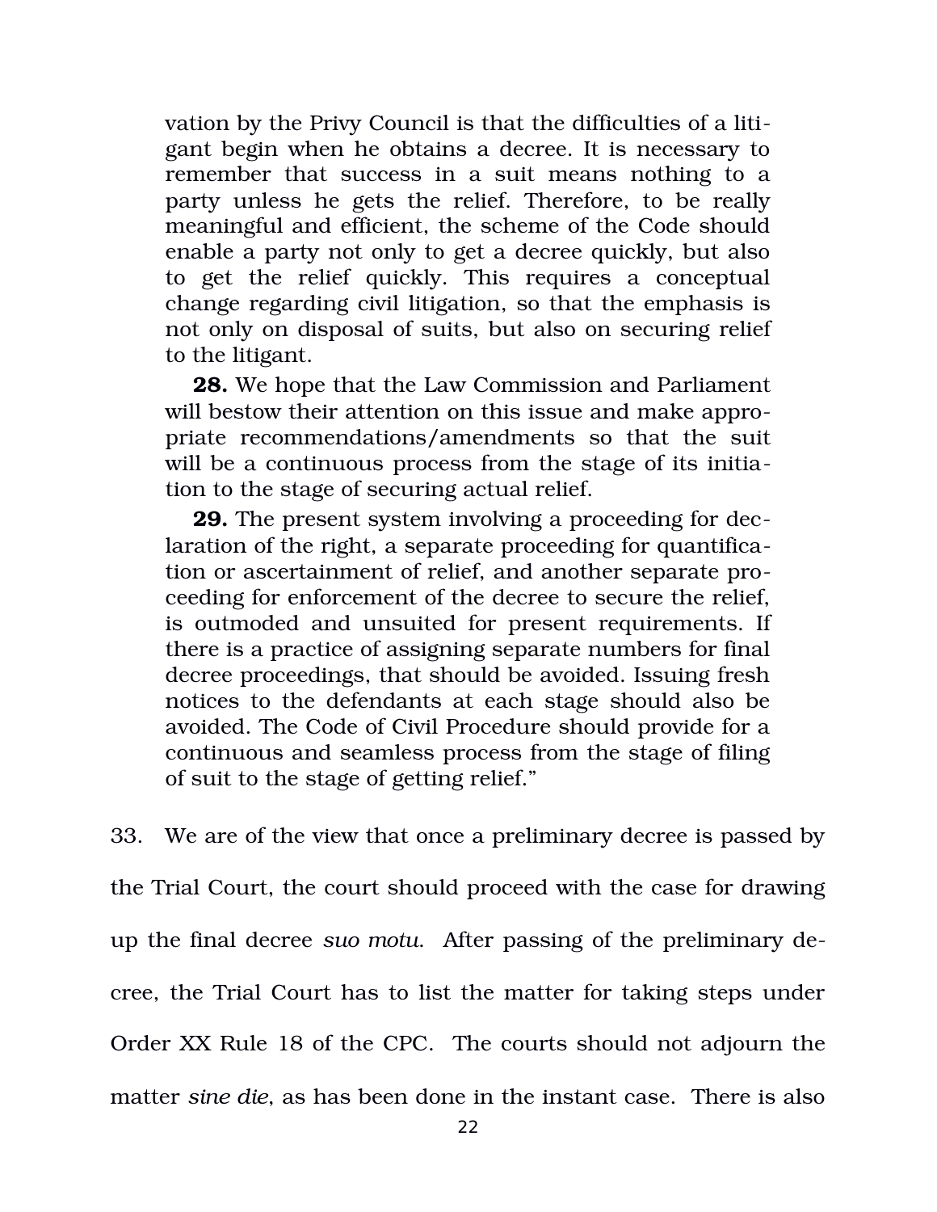> vation by the Privy Council is that the difficulties of a litigant begin when he obtains a decree. It is necessary to remember that success in a suit means nothing to a party unless he gets the relief. Therefore, to be really meaningful and efficient, the scheme of the Code should enable a party not only to get a decree quickly, but also to get the relief quickly. This requires a conceptual change regarding civil litigation, so that the emphasis is not only on disposal of suits, but also on securing relief to the litigant.
>
> **28.** We hope that the Law Commission and Parliament will bestow their attention on this issue and make appropriate recommendations/amendments so that the suit will be a continuous process from the stage of its initiation to the stage of securing actual relief.
>
> **29.** The present system involving a proceeding for declaration of the right, a separate proceeding for quantification or ascertainment of relief, and another separate proceeding for enforcement of the decree to secure the relief, is outmoded and unsuited for present requirements. If there is a practice of assigning separate numbers for final decree proceedings, that should be avoided. Issuing fresh notices to the defendants at each stage should also be avoided. The Code of Civil Procedure should provide for a continuous and seamless process from the stage of filing of suit to the stage of getting relief."

33. We are of the view that once a preliminary decree is passed by the Trial Court, the court should proceed with the case for drawing up the final decree *suo motu*. After passing of the preliminary decree, the Trial Court has to list the matter for taking steps under Order XX Rule 18 of the CPC. The courts should not adjourn the matter *sine die*, as has been done in the instant case. There is also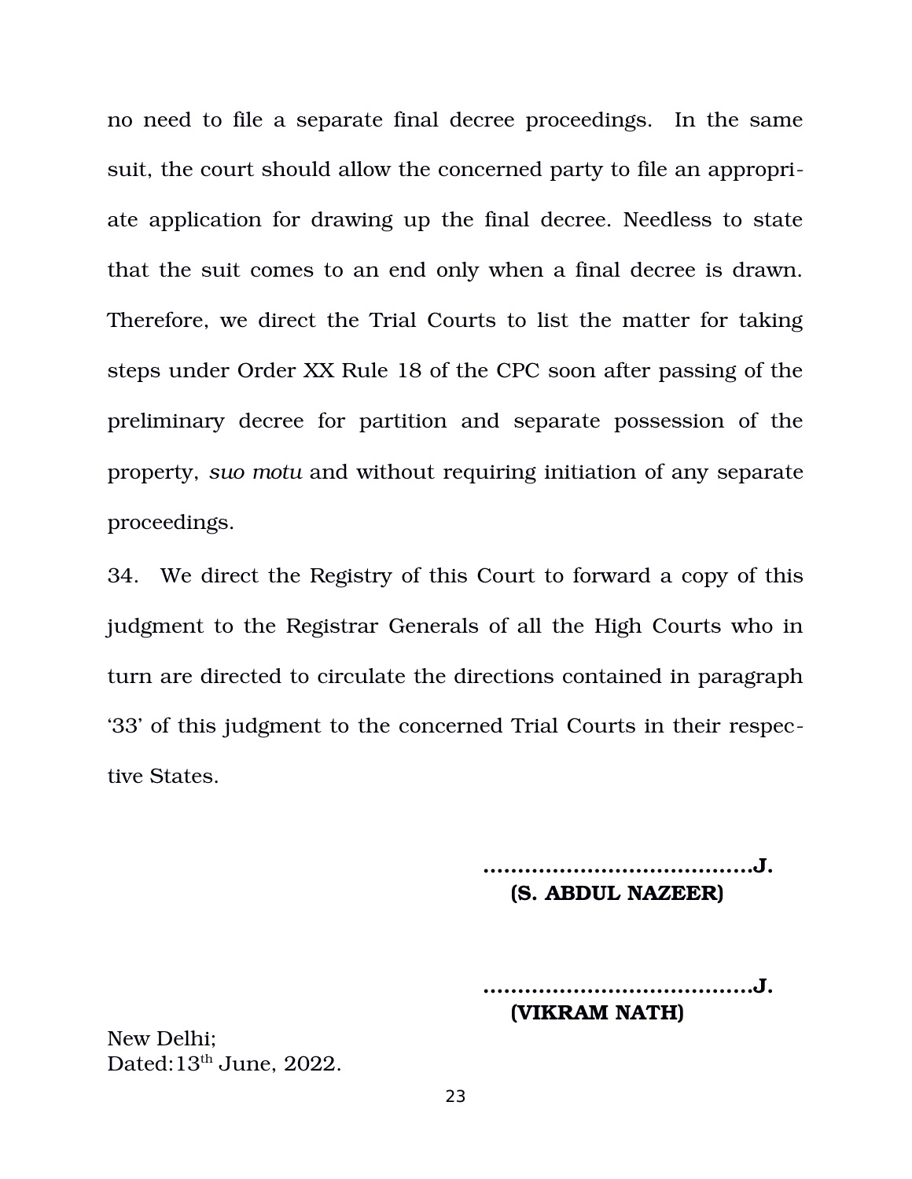no need to file a separate final decree proceedings. In the same suit, the court should allow the concerned party to file an appropriate application for drawing up the final decree. Needless to state that the suit comes to an end only when a final decree is drawn. Therefore, we direct the Trial Courts to list the matter for taking steps under Order XX Rule 18 of the CPC soon after passing of the preliminary decree for partition and separate possession of the property, *suo motu* and without requiring initiation of any separate proceedings.

34. We direct the Registry of this Court to forward a copy of this judgment to the Registrar Generals of all the High Courts who in turn are directed to circulate the directions contained in paragraph '33' of this judgment to the concerned Trial Courts in their respective States.

**.......................................J.**
**(S. ABDUL NAZEER)**

**.......................................J.**
**(VIKRAM NATH)**

New Delhi;
Dated:13th June, 2022.